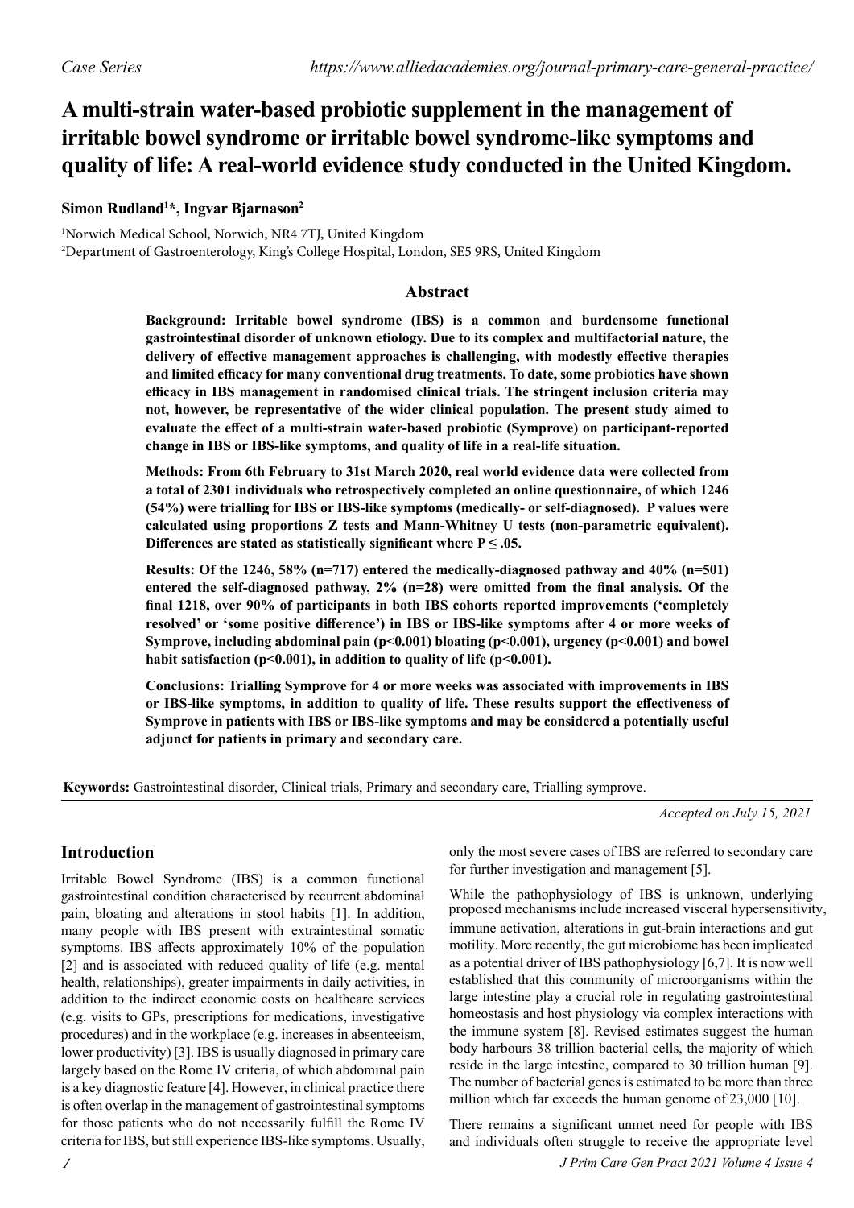*Case Series*

# A multi-strain water-based probiotic supplement in the management of irritable bowel syndrome or irritable bowel syndrome-like symptoms and quality of life: A real-world evidence study conducted in the United Kingdom.

**Simon Rudland[1]*, Ingvar Bjarnason[2]**

[1]Norwich Medical School, Norwich, NR4 7TJ, United Kingdom

[2]Department of Gastroenterology, King's College Hospital, London, SE5 9RS, United Kingdom

## Abstract

**Background: Irritable bowel syndrome (IBS) is a common and burdensome functional gastrointestinal disorder of unknown etiology. Due to its complex and multifactorial nature, the delivery of effective management approaches is challenging, with modestly effective therapies and limited efficacy for many conventional drug treatments. To date, some probiotics have shown efficacy in IBS management in randomised clinical trials. The stringent inclusion criteria may not, however, be representative of the wider clinical population. The present study aimed to evaluate the effect of a multi-strain water-based probiotic (Symprove) on participant-reported change in IBS or IBS-like symptoms, and quality of life in a real-life situation.**

**Methods: From 6th February to 31st March 2020, real world evidence data were collected from a total of 2301 individuals who retrospectively completed an online questionnaire, of which 1246 (54%) were trialling for IBS or IBS-like symptoms (medically- or self-diagnosed). P values were calculated using proportions Z tests and Mann-Whitney U tests (non-parametric equivalent). Differences are stated as statistically significant where $P \leq .05$.**

**Results: Of the 1246, 58% (n=717) entered the medically-diagnosed pathway and 40% (n=501) entered the self-diagnosed pathway, 2% (n=28) were omitted from the final analysis. Of the final 1218, over 90% of participants in both IBS cohorts reported improvements ('completely resolved' or 'some positive difference') in IBS or IBS-like symptoms after 4 or more weeks of Symprove, including abdominal pain ($p<0.001$) bloating ($p<0.001$), urgency ($p<0.001$) and bowel habit satisfaction ($p<0.001$), in addition to quality of life ($p<0.001$).**

**Conclusions: Trialling Symprove for 4 or more weeks was associated with improvements in IBS or IBS-like symptoms, in addition to quality of life. These results support the effectiveness of Symprove in patients with IBS or IBS-like symptoms and may be considered a potentially useful adjunct for patients in primary and secondary care.**

**Keywords:** Gastrointestinal disorder, Clinical trials, Primary and secondary care, Trialling symprove.

*Accepted on July 15, 2021*

## Introduction

Irritable Bowel Syndrome (IBS) is a common functional gastrointestinal condition characterised by recurrent abdominal pain, bloating and alterations in stool habits [1]. In addition, many people with IBS present with extraintestinal somatic symptoms. IBS affects approximately 10% of the population [2] and is associated with reduced quality of life (e.g. mental health, relationships), greater impairments in daily activities, in addition to the indirect economic costs on healthcare services (e.g. visits to GPs, prescriptions for medications, investigative procedures) and in the workplace (e.g. increases in absenteeism, lower productivity) [3]. IBS is usually diagnosed in primary care largely based on the Rome IV criteria, of which abdominal pain is a key diagnostic feature [4]. However, in clinical practice there is often overlap in the management of gastrointestinal symptoms for those patients who do not necessarily fulfill the Rome IV criteria for IBS, but still experience IBS-like symptoms. Usually, only the most severe cases of IBS are referred to secondary care for further investigation and management [5].

While the pathophysiology of IBS is unknown, underlying proposed mechanisms include increased visceral hypersensitivity, immune activation, alterations in gut-brain interactions and gut motility. More recently, the gut microbiome has been implicated as a potential driver of IBS pathophysiology [6,7]. It is now well established that this community of microorganisms within the large intestine play a crucial role in regulating gastrointestinal homeostasis and host physiology via complex interactions with the immune system [8]. Revised estimates suggest the human body harbours 38 trillion bacterial cells, the majority of which reside in the large intestine, compared to 30 trillion human [9]. The number of bacterial genes is estimated to be more than three million which far exceeds the human genome of 23,000 [10].

There remains a significant unmet need for people with IBS and individuals often struggle to receive the appropriate level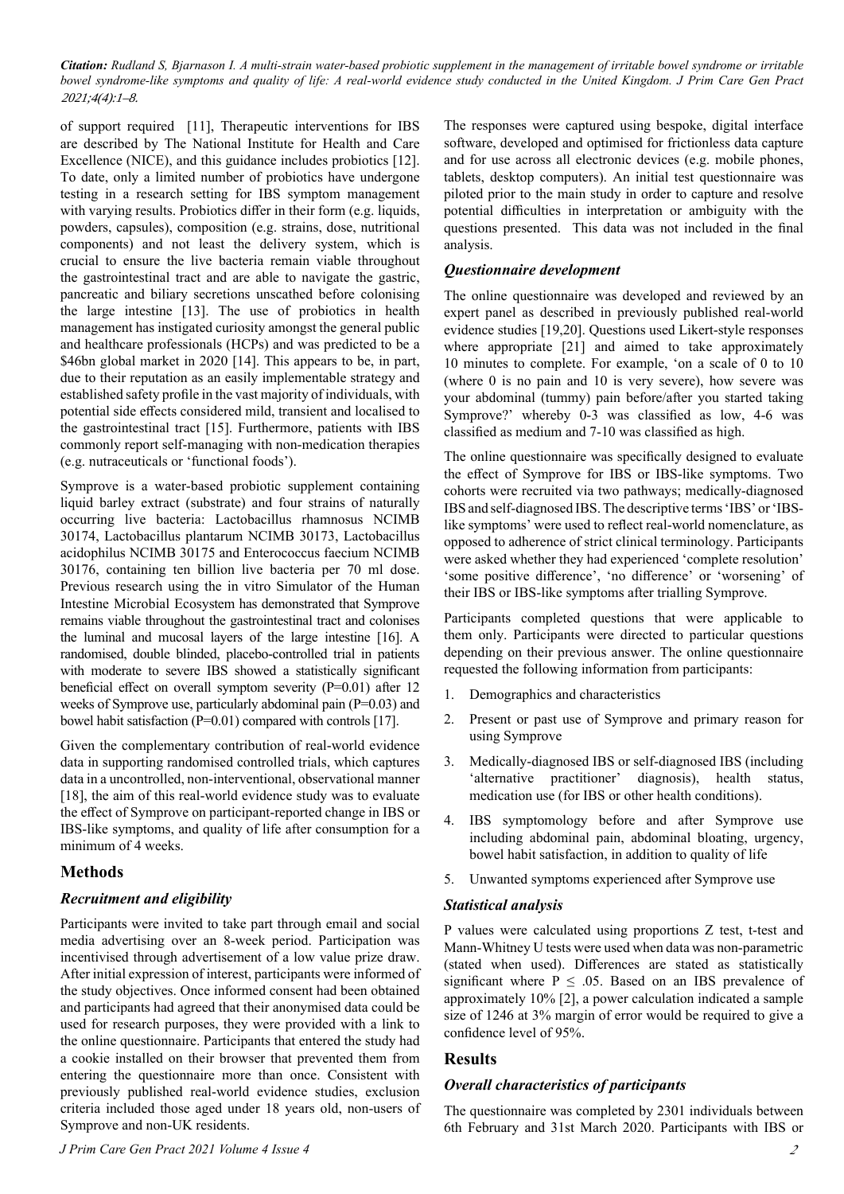of support required [11], Therapeutic interventions for IBS are described by The National Institute for Health and Care Excellence (NICE), and this guidance includes probiotics [12]. To date, only a limited number of probiotics have undergone testing in a research setting for IBS symptom management with varying results. Probiotics differ in their form (e.g. liquids, powders, capsules), composition (e.g. strains, dose, nutritional components) and not least the delivery system, which is crucial to ensure the live bacteria remain viable throughout the gastrointestinal tract and are able to navigate the gastric, pancreatic and biliary secretions unscathed before colonising the large intestine [13]. The use of probiotics in health management has instigated curiosity amongst the general public and healthcare professionals (HCPs) and was predicted to be a $46bn global market in 2020 [14]. This appears to be, in part, due to their reputation as an easily implementable strategy and established safety profile in the vast majority of individuals, with potential side effects considered mild, transient and localised to the gastrointestinal tract [15]. Furthermore, patients with IBS commonly report self-managing with non-medication therapies (e.g. nutraceuticals or 'functional foods').

Symprove is a water-based probiotic supplement containing liquid barley extract (substrate) and four strains of naturally occurring live bacteria: Lactobacillus rhamnosus NCIMB 30174, Lactobacillus plantarum NCIMB 30173, Lactobacillus acidophilus NCIMB 30175 and Enterococcus faecium NCIMB 30176, containing ten billion live bacteria per 70 ml dose. Previous research using the in vitro Simulator of the Human Intestine Microbial Ecosystem has demonstrated that Symprove remains viable throughout the gastrointestinal tract and colonises the luminal and mucosal layers of the large intestine [16]. A randomised, double blinded, placebo-controlled trial in patients with moderate to severe IBS showed a statistically significant beneficial effect on overall symptom severity (P=0.01) after 12 weeks of Symprove use, particularly abdominal pain (P=0.03) and bowel habit satisfaction (P=0.01) compared with controls [17].

Given the complementary contribution of real-world evidence data in supporting randomised controlled trials, which captures data in a uncontrolled, non-interventional, observational manner [18], the aim of this real-world evidence study was to evaluate the effect of Symprove on participant-reported change in IBS or IBS-like symptoms, and quality of life after consumption for a minimum of 4 weeks.

## Methods

### *Recruitment and eligibility*

Participants were invited to take part through email and social media advertising over an 8-week period. Participation was incentivised through advertisement of a low value prize draw. After initial expression of interest, participants were informed of the study objectives. Once informed consent had been obtained and participants had agreed that their anonymised data could be used for research purposes, they were provided with a link to the online questionnaire. Participants that entered the study had a cookie installed on their browser that prevented them from entering the questionnaire more than once. Consistent with previously published real-world evidence studies, exclusion criteria included those aged under 18 years old, non-users of Symprove and non-UK residents.

The responses were captured using bespoke, digital interface software, developed and optimised for frictionless data capture and for use across all electronic devices (e.g. mobile phones, tablets, desktop computers). An initial test questionnaire was piloted prior to the main study in order to capture and resolve potential difficulties in interpretation or ambiguity with the questions presented. This data was not included in the final analysis.

### *Questionnaire development*

The online questionnaire was developed and reviewed by an expert panel as described in previously published real-world evidence studies [19,20]. Questions used Likert-style responses where appropriate [21] and aimed to take approximately 10 minutes to complete. For example, 'on a scale of 0 to 10 (where 0 is no pain and 10 is very severe), how severe was your abdominal (tummy) pain before/after you started taking Symprove?' whereby 0-3 was classified as low, 4-6 was classified as medium and 7-10 was classified as high.

The online questionnaire was specifically designed to evaluate the effect of Symprove for IBS or IBS-like symptoms. Two cohorts were recruited via two pathways; medically-diagnosed IBS and self-diagnosed IBS. The descriptive terms 'IBS' or 'IBS-like symptoms' were used to reflect real-world nomenclature, as opposed to adherence of strict clinical terminology. Participants were asked whether they had experienced 'complete resolution' 'some positive difference', 'no difference' or 'worsening' of their IBS or IBS-like symptoms after trialling Symprove.

Participants completed questions that were applicable to them only. Participants were directed to particular questions depending on their previous answer. The online questionnaire requested the following information from participants:

1. Demographics and characteristics
2. Present or past use of Symprove and primary reason for using Symprove
3. Medically-diagnosed IBS or self-diagnosed IBS (including 'alternative practitioner' diagnosis), health status, medication use (for IBS or other health conditions).
4. IBS symptomology before and after Symprove use including abdominal pain, abdominal bloating, urgency, bowel habit satisfaction, in addition to quality of life
5. Unwanted symptoms experienced after Symprove use

### *Statistical analysis*

P values were calculated using proportions Z test, t-test and Mann-Whitney U tests were used when data was non-parametric (stated when used). Differences are stated as statistically significant where $P \leq .05$. Based on an IBS prevalence of approximately 10% [2], a power calculation indicated a sample size of 1246 at 3% margin of error would be required to give a confidence level of 95%.

## Results

### *Overall characteristics of participants*

The questionnaire was completed by 2301 individuals between 6th February and 31st March 2020. Participants with IBS or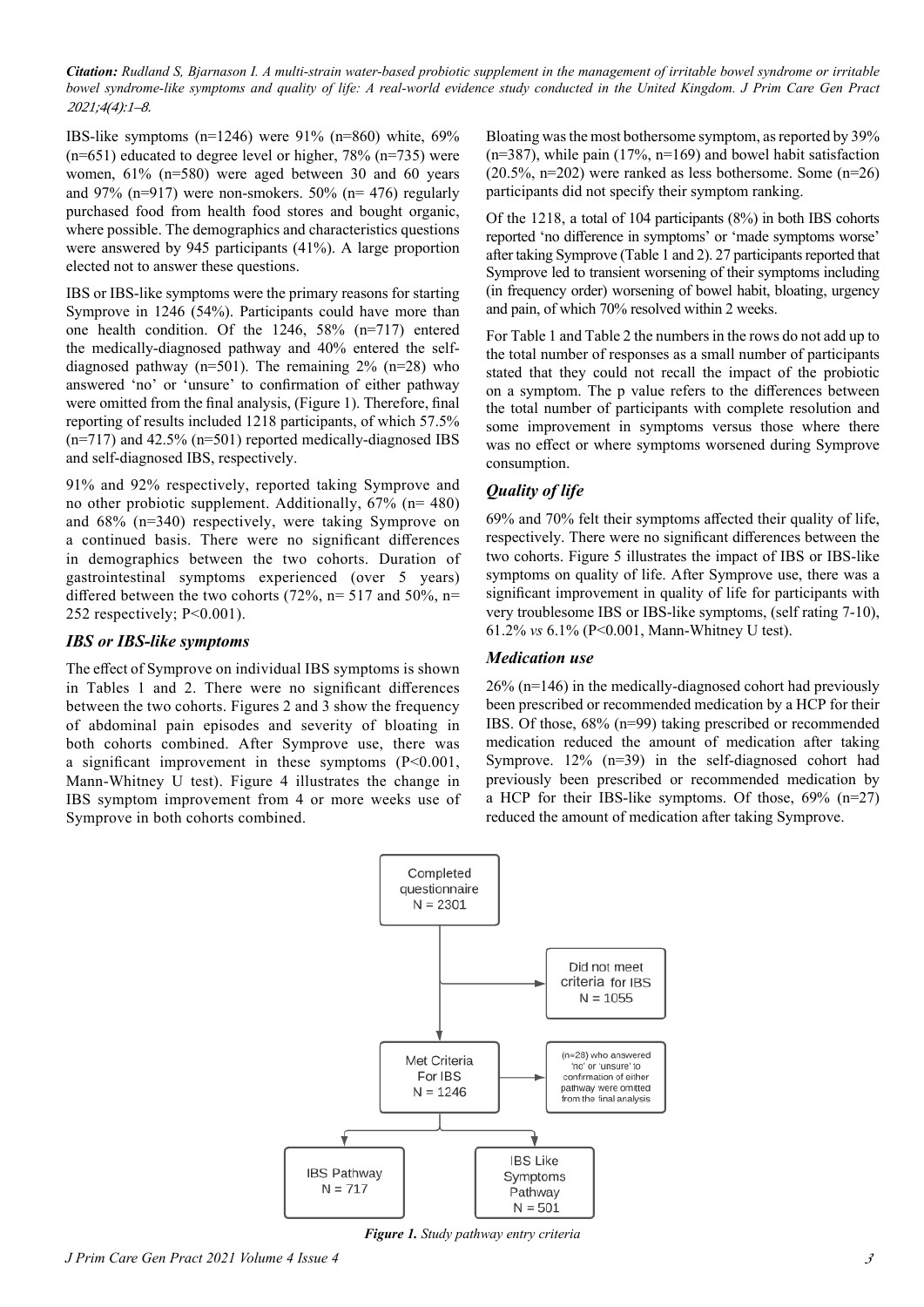IBS-like symptoms (n=1246) were 91% (n=860) white, 69% (n=651) educated to degree level or higher, 78% (n=735) were women, 61% (n=580) were aged between 30 and 60 years and 97% (n=917) were non-smokers. 50% (n= 476) regularly purchased food from health food stores and bought organic, where possible. The demographics and characteristics questions were answered by 945 participants (41%). A large proportion elected not to answer these questions.

IBS or IBS-like symptoms were the primary reasons for starting Symprove in 1246 (54%). Participants could have more than one health condition. Of the 1246, 58% (n=717) entered the medically-diagnosed pathway and 40% entered the self-diagnosed pathway (n=501). The remaining 2% (n=28) who answered 'no' or 'unsure' to confirmation of either pathway were omitted from the final analysis, (Figure 1). Therefore, final reporting of results included 1218 participants, of which 57.5% (n=717) and 42.5% (n=501) reported medically-diagnosed IBS and self-diagnosed IBS, respectively.

91% and 92% respectively, reported taking Symprove and no other probiotic supplement. Additionally, 67% (n= 480) and 68% (n=340) respectively, were taking Symprove on a continued basis. There were no significant differences in demographics between the two cohorts. Duration of gastrointestinal symptoms experienced (over 5 years) differed between the two cohorts (72%, n= 517 and 50%, n= 252 respectively; P<0.001).

### IBS or IBS-like symptoms

The effect of Symprove on individual IBS symptoms is shown in Tables 1 and 2. There were no significant differences between the two cohorts. Figures 2 and 3 show the frequency of abdominal pain episodes and severity of bloating in both cohorts combined. After Symprove use, there was a significant improvement in these symptoms (P<0.001, Mann-Whitney U test). Figure 4 illustrates the change in IBS symptom improvement from 4 or more weeks use of Symprove in both cohorts combined.

Bloating was the most bothersome symptom, as reported by 39% (n=387), while pain (17%, n=169) and bowel habit satisfaction (20.5%, n=202) were ranked as less bothersome. Some (n=26) participants did not specify their symptom ranking.

Of the 1218, a total of 104 participants (8%) in both IBS cohorts reported 'no difference in symptoms' or 'made symptoms worse' after taking Symprove (Table 1 and 2). 27 participants reported that Symprove led to transient worsening of their symptoms including (in frequency order) worsening of bowel habit, bloating, urgency and pain, of which 70% resolved within 2 weeks.

For Table 1 and Table 2 the numbers in the rows do not add up to the total number of responses as a small number of participants stated that they could not recall the impact of the probiotic on a symptom. The p value refers to the differences between the total number of participants with complete resolution and some improvement in symptoms versus those where there was no effect or where symptoms worsened during Symprove consumption.

### Quality of life

69% and 70% felt their symptoms affected their quality of life, respectively. There were no significant differences between the two cohorts. Figure 5 illustrates the impact of IBS or IBS-like symptoms on quality of life. After Symprove use, there was a significant improvement in quality of life for participants with very troublesome IBS or IBS-like symptoms, (self rating 7-10), 61.2% *vs* 6.1% (P<0.001, Mann-Whitney U test).

### Medication use

26% (n=146) in the medically-diagnosed cohort had previously been prescribed or recommended medication by a HCP for their IBS. Of those, 68% (n=99) taking prescribed or recommended medication reduced the amount of medication after taking Symprove. 12% (n=39) in the self-diagnosed cohort had previously been prescribed or recommended medication by a HCP for their IBS-like symptoms. Of those, 69% (n=27) reduced the amount of medication after taking Symprove.

Completed questionnaire N = 2301

Did not meet criteria for IBS N = 1055

Met Criteria For IBS N = 1246

(n=28) who answered 'no' or 'unsure' to confirmation of either pathway were omitted from the final analysis

IBS Pathway N = 717

IBS Like Symptoms Pathway N = 501

***Figure 1.*** *Study pathway entry criteria*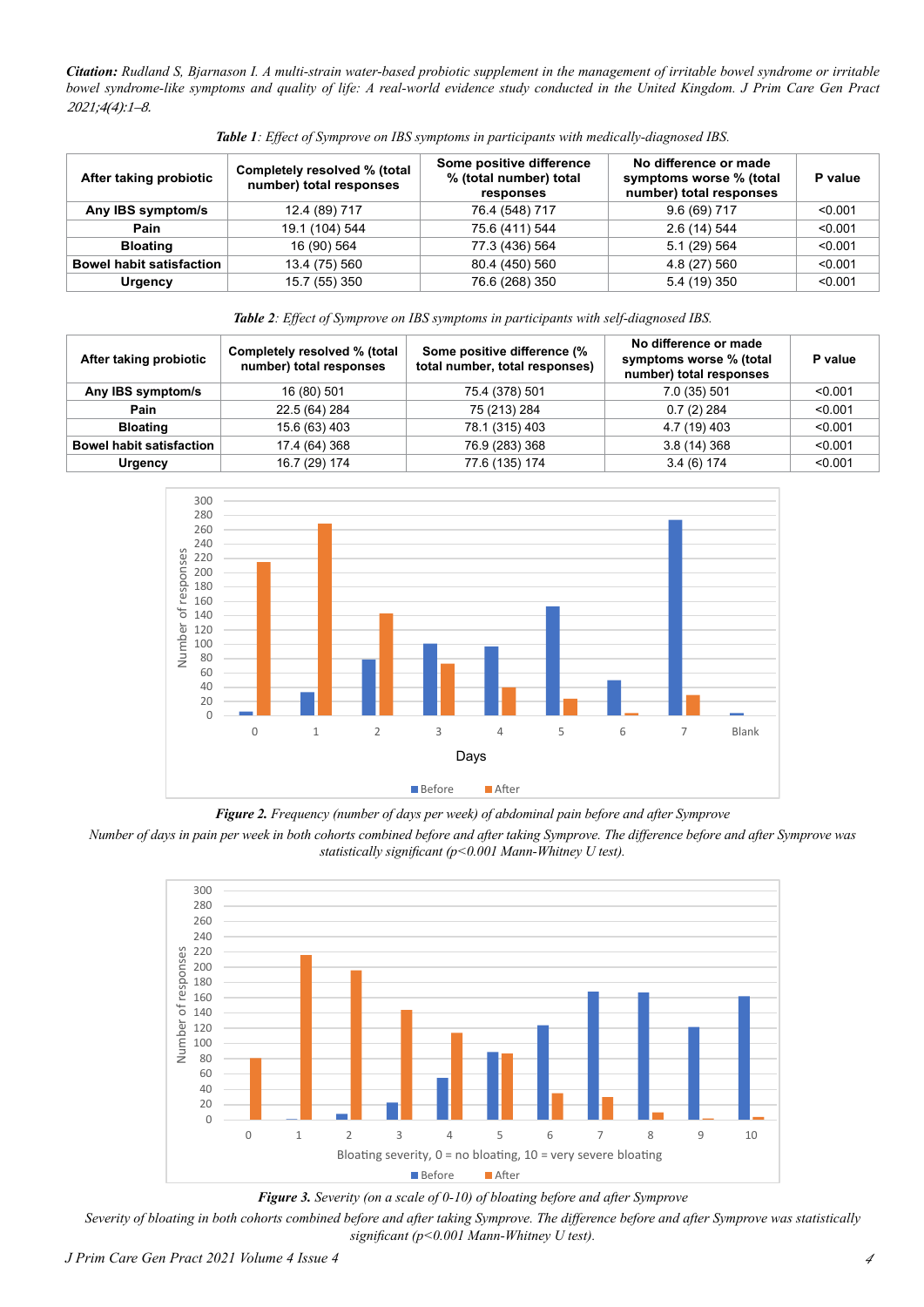*Table 1: Effect of Symprove on IBS symptoms in participants with medically-diagnosed IBS.*

| After taking probiotic | Completely resolved % (total number) total responses | Some positive difference % (total number) total responses | No difference or made symptoms worse % (total number) total responses | P value |
|---|---|---|---|---|
| Any IBS symptom/s | 12.4 (89) 717 | 76.4 (548) 717 | 9.6 (69) 717 | <0.001 |
| Pain | 19.1 (104) 544 | 75.6 (411) 544 | 2.6 (14) 544 | <0.001 |
| Bloating | 16 (90) 564 | 77.3 (436) 564 | 5.1 (29) 564 | <0.001 |
| Bowel habit satisfaction | 13.4 (75) 560 | 80.4 (450) 560 | 4.8 (27) 560 | <0.001 |
| Urgency | 15.7 (55) 350 | 76.6 (268) 350 | 5.4 (19) 350 | <0.001 |

*Table 2: Effect of Symprove on IBS symptoms in participants with self-diagnosed IBS.*

| After taking probiotic | Completely resolved % (total number) total responses | Some positive difference (% total number, total responses) | No difference or made symptoms worse % (total number) total responses | P value |
|---|---|---|---|---|
| Any IBS symptom/s | 16 (80) 501 | 75.4 (378) 501 | 7.0 (35) 501 | <0.001 |
| Pain | 22.5 (64) 284 | 75 (213) 284 | 0.7 (2) 284 | <0.001 |
| Bloating | 15.6 (63) 403 | 78.1 (315) 403 | 4.7 (19) 403 | <0.001 |
| Bowel habit satisfaction | 17.4 (64) 368 | 76.9 (283) 368 | 3.8 (14) 368 | <0.001 |
| Urgency | 16.7 (29) 174 | 77.6 (135) 174 | 3.4 (6) 174 | <0.001 |

**Figure 2.** *Frequency (number of days per week) of abdominal pain before and after Symprove*

*Number of days in pain per week in both cohorts combined before and after taking Symprove. The difference before and after Symprove was statistically significant (p<0.001 Mann-Whitney U test).*

**Figure 3.** *Severity (on a scale of 0-10) of bloating before and after Symprove*

*Severity of bloating in both cohorts combined before and after taking Symprove. The difference before and after Symprove was statistically significant (p<0.001 Mann-Whitney U test).*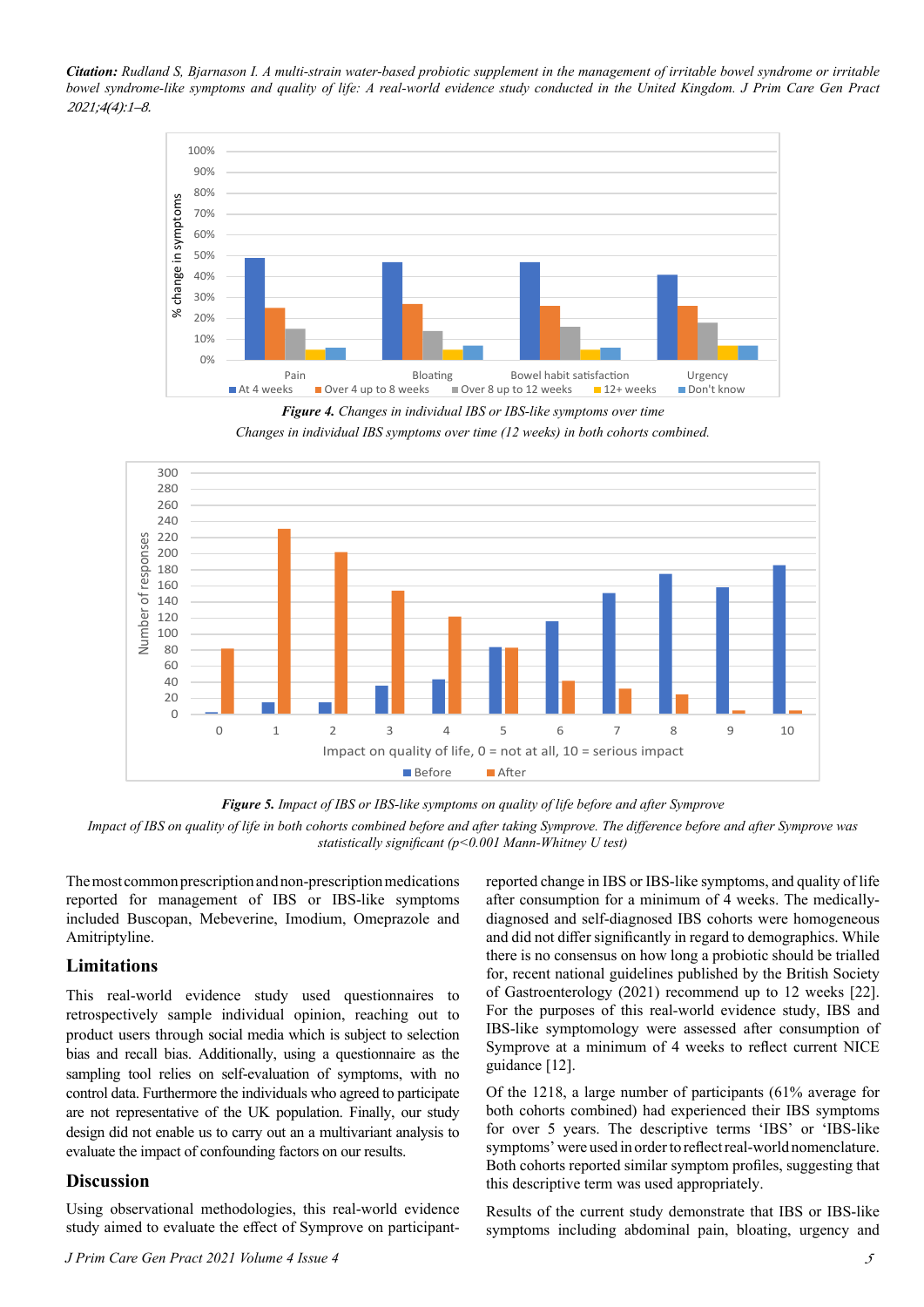**Citation:** *Rudland S, Bjarnason I. A multi-strain water-based probiotic supplement in the management of irritable bowel syndrome or irritable bowel syndrome-like symptoms and quality of life: A real-world evidence study conducted in the United Kingdom. J Prim Care Gen Pract 2021;4(4):1–8.*

***Figure 4.*** *Changes in individual IBS or IBS-like symptoms over time*

*Changes in individual IBS symptoms over time (12 weeks) in both cohorts combined.*

***Figure 5.*** *Impact of IBS or IBS-like symptoms on quality of life before and after Symprove*

*Impact of IBS on quality of life in both cohorts combined before and after taking Symprove. The difference before and after Symprove was statistically significant (p<0.001 Mann-Whitney U test)*

The most common prescription and non-prescription medications reported for management of IBS or IBS-like symptoms included Buscopan, Mebeverine, Imodium, Omeprazole and Amitriptyline.

## Limitations

This real-world evidence study used questionnaires to retrospectively sample individual opinion, reaching out to product users through social media which is subject to selection bias and recall bias. Additionally, using a questionnaire as the sampling tool relies on self-evaluation of symptoms, with no control data. Furthermore the individuals who agreed to participate are not representative of the UK population. Finally, our study design did not enable us to carry out an multivariant analysis to evaluate the impact of confounding factors on our results.

## Discussion

Using observational methodologies, this real-world evidence study aimed to evaluate the effect of Symprove on participant-reported change in IBS or IBS-like symptoms, and quality of life after consumption for a minimum of 4 weeks. The medically-diagnosed and self-diagnosed IBS cohorts were homogeneous and did not differ significantly in regard to demographics. While there is no consensus on how long a probiotic should be trialled for, recent national guidelines published by the British Society of Gastroenterology (2021) recommend up to 12 weeks [22]. For the purposes of this real-world evidence study, IBS and IBS-like symptomology were assessed after consumption of Symprove at a minimum of 4 weeks to reflect current NICE guidance [12].

Of the 1218, a large number of participants (61% average for both cohorts combined) had experienced their IBS symptoms for over 5 years. The descriptive terms 'IBS' or 'IBS-like symptoms' were used in order to reflect real-world nomenclature. Both cohorts reported similar symptom profiles, suggesting that this descriptive term was used appropriately.

Results of the current study demonstrate that IBS or IBS-like symptoms including abdominal pain, bloating, urgency and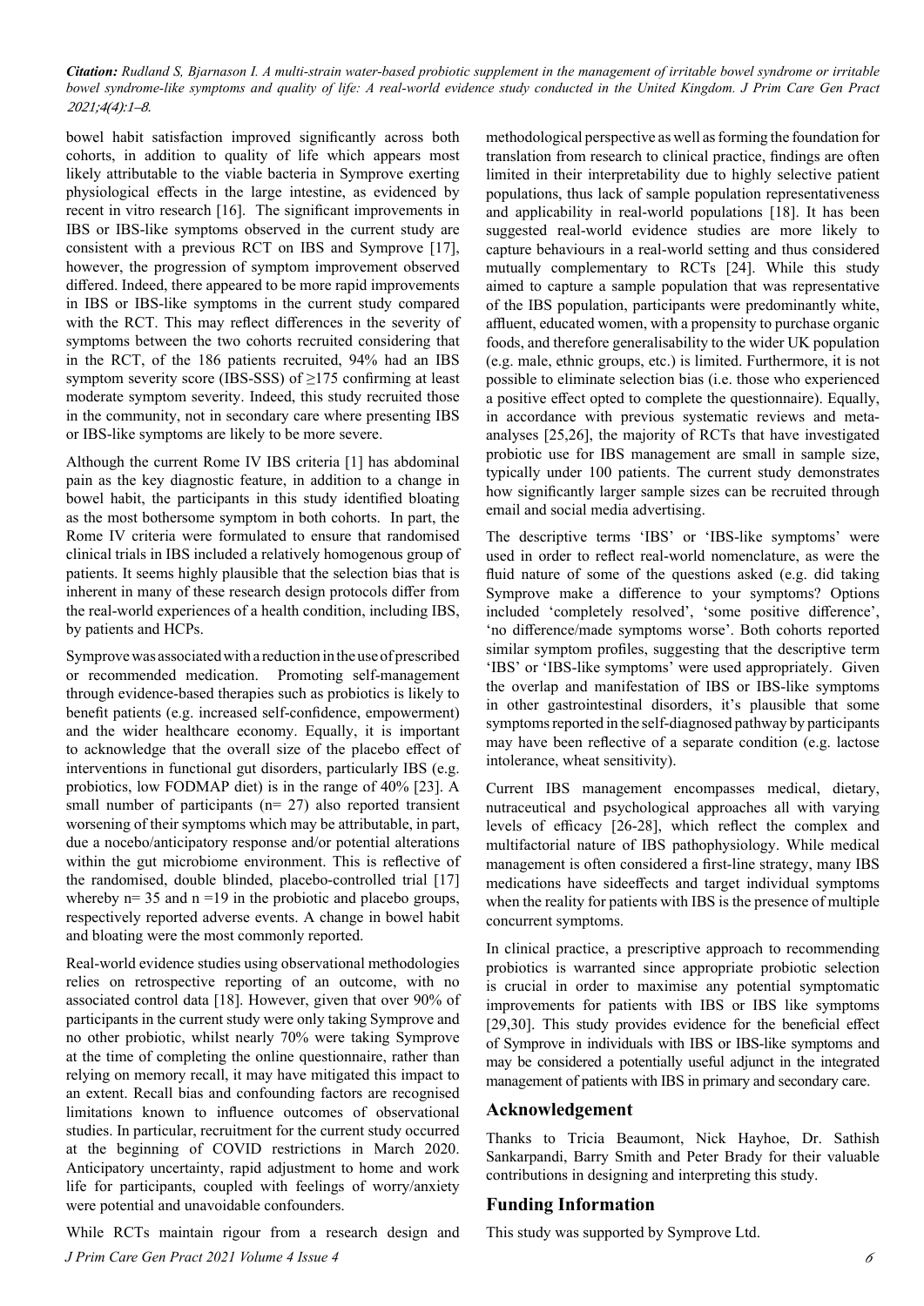bowel habit satisfaction improved significantly across both cohorts, in addition to quality of life which appears most likely attributable to the viable bacteria in Symprove exerting physiological effects in the large intestine, as evidenced by recent in vitro research [16]. The significant improvements in IBS or IBS-like symptoms observed in the current study are consistent with a previous RCT on IBS and Symprove [17], however, the progression of symptom improvement observed differed. Indeed, there appeared to be more rapid improvements in IBS or IBS-like symptoms in the current study compared with the RCT. This may reflect differences in the severity of symptoms between the two cohorts recruited considering that in the RCT, of the 186 patients recruited, 94% had an IBS symptom severity score (IBS-SSS) of ≥175 confirming at least moderate symptom severity. Indeed, this study recruited those in the community, not in secondary care where presenting IBS or IBS-like symptoms are likely to be more severe.

Although the current Rome IV IBS criteria [1] has abdominal pain as the key diagnostic feature, in addition to a change in bowel habit, the participants in this study identified bloating as the most bothersome symptom in both cohorts. In part, the Rome IV criteria were formulated to ensure that randomised clinical trials in IBS included a relatively homogenous group of patients. It seems highly plausible that the selection bias that is inherent in many of these research design protocols differ from the real-world experiences of a health condition, including IBS, by patients and HCPs.

Symprove was associated with a reduction in the use of prescribed or recommended medication. Promoting self-management through evidence-based therapies such as probiotics is likely to benefit patients (e.g. increased self-confidence, empowerment) and the wider healthcare economy. Equally, it is important to acknowledge that the overall size of the placebo effect of interventions in functional gut disorders, particularly IBS (e.g. probiotics, low FODMAP diet) is in the range of 40% [23]. A small number of participants (n= 27) also reported transient worsening of their symptoms which may be attributable, in part, due a nocebo/anticipatory response and/or potential alterations within the gut microbiome environment. This is reflective of the randomised, double blinded, placebo-controlled trial [17] whereby n= 35 and n =19 in the probiotic and placebo groups, respectively reported adverse events. A change in bowel habit and bloating were the most commonly reported.

Real-world evidence studies using observational methodologies relies on retrospective reporting of an outcome, with no associated control data [18]. However, given that over 90% of participants in the current study were only taking Symprove and no other probiotic, whilst nearly 70% were taking Symprove at the time of completing the online questionnaire, rather than relying on memory recall, it may have mitigated this impact to an extent. Recall bias and confounding factors are recognised limitations known to influence outcomes of observational studies. In particular, recruitment for the current study occurred at the beginning of COVID restrictions in March 2020. Anticipatory uncertainty, rapid adjustment to home and work life for participants, coupled with feelings of worry/anxiety were potential and unavoidable confounders.

While RCTs maintain rigour from a research design and methodological perspective as well as forming the foundation for translation from research to clinical practice, findings are often limited in their interpretability due to highly selective patient populations, thus lack of sample population representativeness and applicability in real-world populations [18]. It has been suggested real-world evidence studies are more likely to capture behaviours in a real-world setting and thus considered mutually complementary to RCTs [24]. While this study aimed to capture a sample population that was representative of the IBS population, participants were predominantly white, affluent, educated women, with a propensity to purchase organic foods, and therefore generalisability to the wider UK population (e.g. male, ethnic groups, etc.) is limited. Furthermore, it is not possible to eliminate selection bias (i.e. those who experienced a positive effect opted to complete the questionnaire). Equally, in accordance with previous systematic reviews and meta-analyses [25,26], the majority of RCTs that have investigated probiotic use for IBS management are small in sample size, typically under 100 patients. The current study demonstrates how significantly larger sample sizes can be recruited through email and social media advertising.

The descriptive terms 'IBS' or 'IBS-like symptoms' were used in order to reflect real-world nomenclature, as were the fluid nature of some of the questions asked (e.g. did taking Symprove make a difference to your symptoms? Options included 'completely resolved', 'some positive difference', 'no difference/made symptoms worse'. Both cohorts reported similar symptom profiles, suggesting that the descriptive term 'IBS' or 'IBS-like symptoms' were used appropriately. Given the overlap and manifestation of IBS or IBS-like symptoms in other gastrointestinal disorders, it's plausible that some symptoms reported in the self-diagnosed pathway by participants may have been reflective of a separate condition (e.g. lactose intolerance, wheat sensitivity).

Current IBS management encompasses medical, dietary, nutraceutical and psychological approaches all with varying levels of efficacy [26-28], which reflect the complex and multifactorial nature of IBS pathophysiology. While medical management is often considered a first-line strategy, many IBS medications have sideeffects and target individual symptoms when the reality for patients with IBS is the presence of multiple concurrent symptoms.

In clinical practice, a prescriptive approach to recommending probiotics is warranted since appropriate probiotic selection is crucial in order to maximise any potential symptomatic improvements for patients with IBS or IBS like symptoms [29,30]. This study provides evidence for the beneficial effect of Symprove in individuals with IBS or IBS-like symptoms and may be considered a potentially useful adjunct in the integrated management of patients with IBS in primary and secondary care.

## Acknowledgement

Thanks to Tricia Beaumont, Nick Hayhoe, Dr. Sathish Sankarpandi, Barry Smith and Peter Brady for their valuable contributions in designing and interpreting this study.

## Funding Information

This study was supported by Symprove Ltd.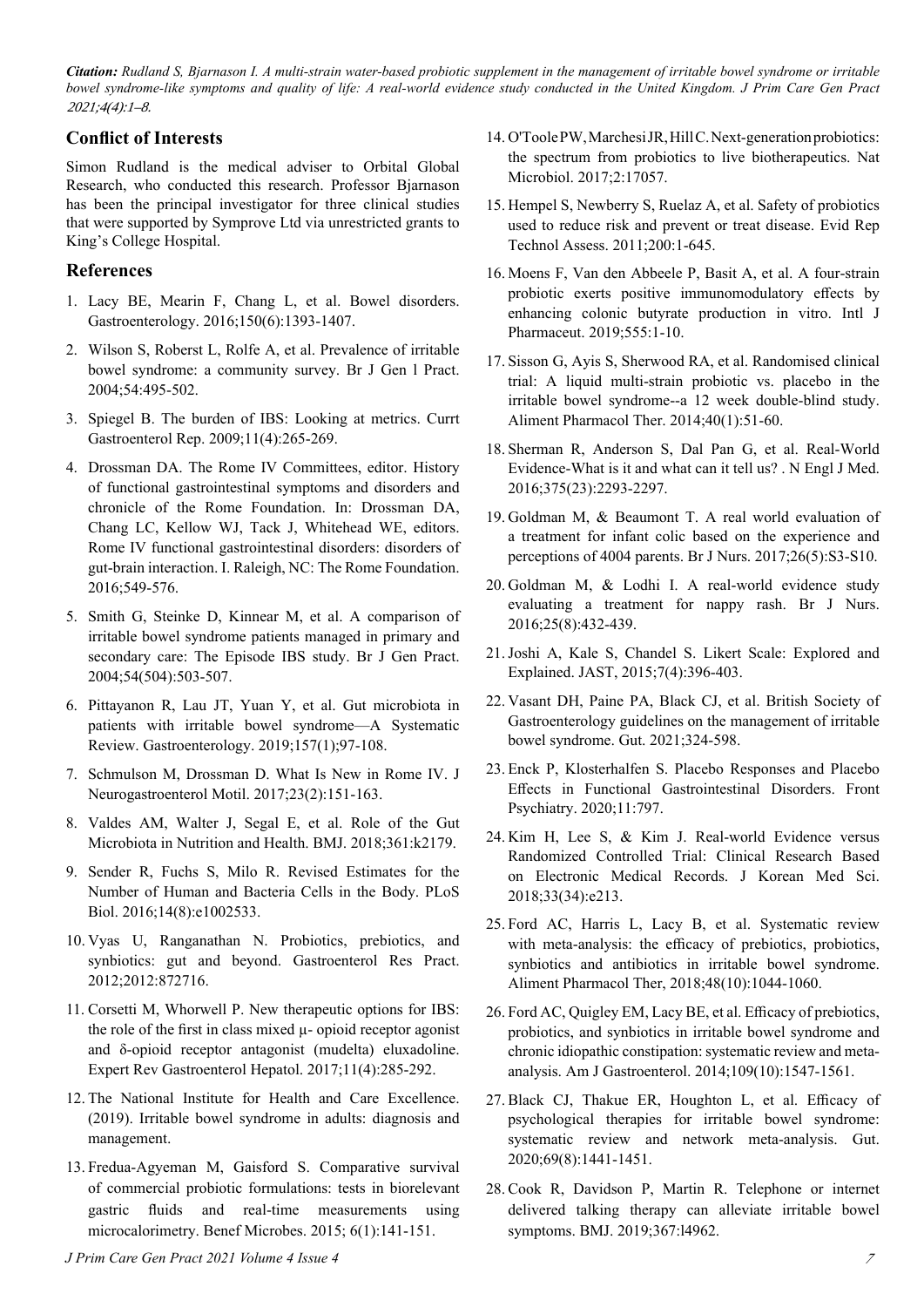*Citation: Rudland S, Bjarnason I. A multi-strain water-based probiotic supplement in the management of irritable bowel syndrome or irritable bowel syndrome-like symptoms and quality of life: A real-world evidence study conducted in the United Kingdom. J Prim Care Gen Pract 2021;4(4):1–8.*

## Conflict of Interests

Simon Rudland is the medical adviser to Orbital Global Research, who conducted this research. Professor Bjarnason has been the principal investigator for three clinical studies that were supported by Symprove Ltd via unrestricted grants to King's College Hospital.

## References

1. Lacy BE, Mearin F, Chang L, et al. Bowel disorders. Gastroenterology. 2016;150(6):1393-1407.
2. Wilson S, Roberst L, Rolfe A, et al. Prevalence of irritable bowel syndrome: a community survey. Br J Gen l Pract. 2004;54:495-502.
3. Spiegel B. The burden of IBS: Looking at metrics. Currt Gastroenterol Rep. 2009;11(4):265-269.
4. Drossman DA. The Rome IV Committees, editor. History of functional gastrointestinal symptoms and disorders and chronicle of the Rome Foundation. In: Drossman DA, Chang LC, Kellow WJ, Tack J, Whitehead WE, editors. Rome IV functional gastrointestinal disorders: disorders of gut-brain interaction. I. Raleigh, NC: The Rome Foundation. 2016;549-576.
5. Smith G, Steinke D, Kinnear M, et al. A comparison of irritable bowel syndrome patients managed in primary and secondary care: The Episode IBS study. Br J Gen Pract. 2004;54(504):503-507.
6. Pittayanon R, Lau JT, Yuan Y, et al. Gut microbiota in patients with irritable bowel syndrome—A Systematic Review. Gastroenterology. 2019;157(1);97-108.
7. Schmulson M, Drossman D. What Is New in Rome IV. J Neurogastroenterol Motil. 2017;23(2):151-163.
8. Valdes AM, Walter J, Segal E, et al. Role of the Gut Microbiota in Nutrition and Health. BMJ. 2018;361:k2179.
9. Sender R, Fuchs S, Milo R. Revised Estimates for the Number of Human and Bacteria Cells in the Body. PLoS Biol. 2016;14(8):e1002533.
10. Vyas U, Ranganathan N. Probiotics, prebiotics, and synbiotics: gut and beyond. Gastroenterol Res Pract. 2012;2012:872716.
11. Corsetti M, Whorwell P. New therapeutic options for IBS: the role of the first in class mixed μ- opioid receptor agonist and δ-opioid receptor antagonist (mudelta) eluxadoline. Expert Rev Gastroenterol Hepatol. 2017;11(4):285-292.
12. The National Institute for Health and Care Excellence. (2019). Irritable bowel syndrome in adults: diagnosis and management.
13. Fredua-Agyeman M, Gaisford S. Comparative survival of commercial probiotic formulations: tests in biorelevant gastric fluids and real-time measurements using microcalorimetry. Benef Microbes. 2015; 6(1):141-151.
14. O'Toole PW, Marchesi JR, Hill C. Next-generation probiotics: the spectrum from probiotics to live biotherapeutics. Nat Microbiol. 2017;2:17057.
15. Hempel S, Newberry S, Ruelaz A, et al. Safety of probiotics used to reduce risk and prevent or treat disease. Evid Rep Technol Assess. 2011;200:1-645.
16. Moens F, Van den Abbeele P, Basit A, et al. A four-strain probiotic exerts positive immunomodulatory effects by enhancing colonic butyrate production in vitro. Intl J Pharmaceut. 2019;555:1-10.
17. Sisson G, Ayis S, Sherwood RA, et al. Randomised clinical trial: A liquid multi-strain probiotic vs. placebo in the irritable bowel syndrome--a 12 week double-blind study. Aliment Pharmacol Ther. 2014;40(1):51-60.
18. Sherman R, Anderson S, Dal Pan G, et al. Real-World Evidence-What is it and what can it tell us? . N Engl J Med. 2016;375(23):2293-2297.
19. Goldman M, & Beaumont T. A real world evaluation of a treatment for infant colic based on the experience and perceptions of 4004 parents. Br J Nurs. 2017;26(5):S3-S10.
20. Goldman M, & Lodhi I. A real-world evidence study evaluating a treatment for nappy rash. Br J Nurs. 2016;25(8):432-439.
21. Joshi A, Kale S, Chandel S. Likert Scale: Explored and Explained. JAST, 2015;7(4):396-403.
22. Vasant DH, Paine PA, Black CJ, et al. British Society of Gastroenterology guidelines on the management of irritable bowel syndrome. Gut. 2021;324-598.
23. Enck P, Klosterhalfen S. Placebo Responses and Placebo Effects in Functional Gastrointestinal Disorders. Front Psychiatry. 2020;11:797.
24. Kim H, Lee S, & Kim J. Real-world Evidence versus Randomized Controlled Trial: Clinical Research Based on Electronic Medical Records. J Korean Med Sci. 2018;33(34):e213.
25. Ford AC, Harris L, Lacy B, et al. Systematic review with meta-analysis: the efficacy of prebiotics, probiotics, synbiotics and antibiotics in irritable bowel syndrome. Aliment Pharmacol Ther, 2018;48(10):1044-1060.
26. Ford AC, Quigley EM, Lacy BE, et al. Efficacy of prebiotics, probiotics, and synbiotics in irritable bowel syndrome and chronic idiopathic constipation: systematic review and meta-analysis. Am J Gastroenterol. 2014;109(10):1547-1561.
27. Black CJ, Thakue ER, Houghton L, et al. Efficacy of psychological therapies for irritable bowel syndrome: systematic review and network meta-analysis. Gut. 2020;69(8):1441-1451.
28. Cook R, Davidson P, Martin R. Telephone or internet delivered talking therapy can alleviate irritable bowel symptoms. BMJ. 2019;367:l4962.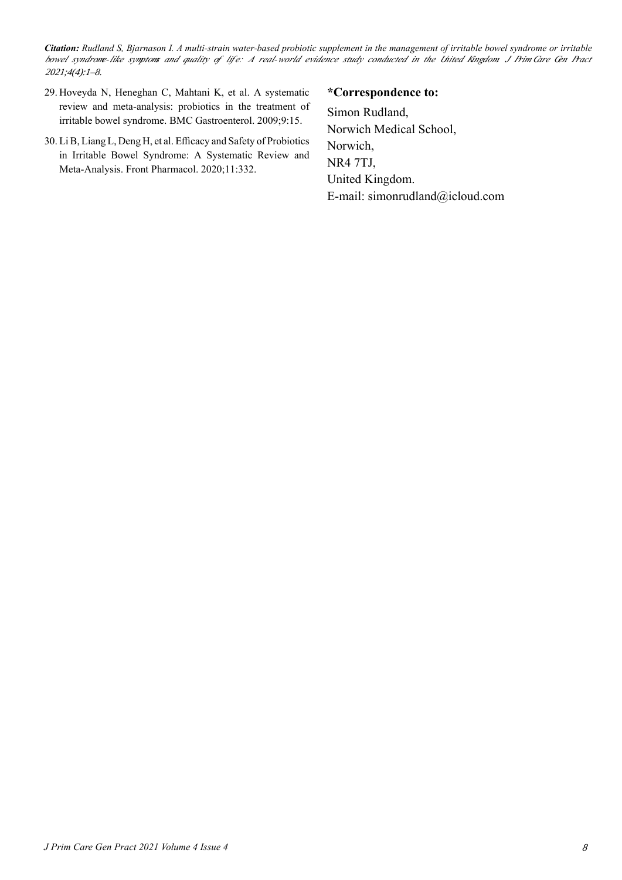29. Hoveyda N, Heneghan C, Mahtani K, et al. A systematic review and meta-analysis: probiotics in the treatment of irritable bowel syndrome. BMC Gastroenterol. 2009;9:15.

30. Li B, Liang L, Deng H, et al. Efficacy and Safety of Probiotics in Irritable Bowel Syndrome: A Systematic Review and Meta-Analysis. Front Pharmacol. 2020;11:332.

**\*Correspondence to:**

Simon Rudland,
Norwich Medical School,
Norwich,
NR4 7TJ,
United Kingdom.
E-mail: simonrudland@icloud.com